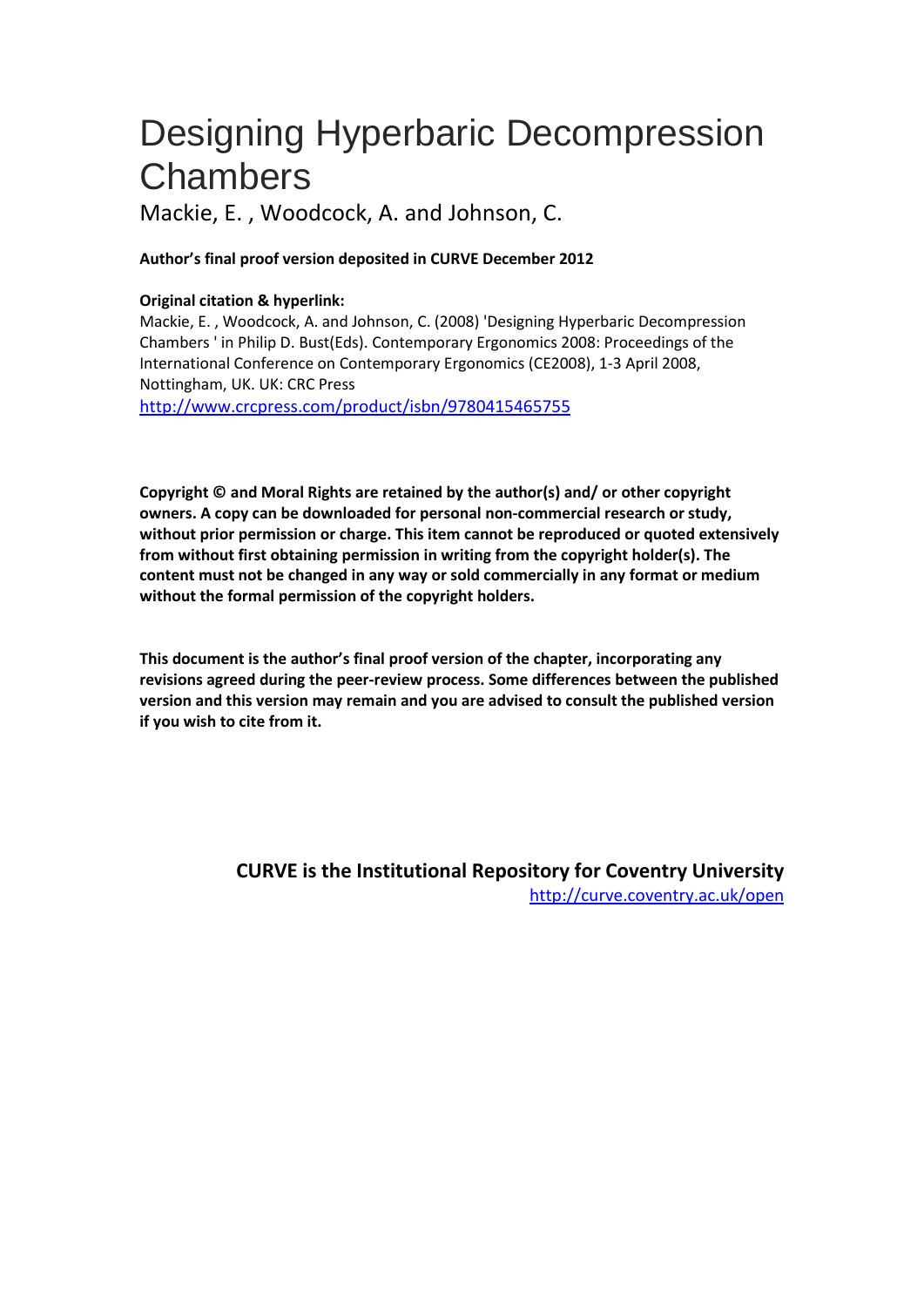# Designing Hyperbaric Decompression Chambers

Mackie, E. , Woodcock, A. and Johnson, C.

**Author's final proof version deposited in CURVE December 2012**

**Original citation & hyperlink:**

Mackie, E. , Woodcock, A. and Johnson, C. (2008) 'Designing Hyperbaric Decompression Chambers ' in Philip D. Bust(Eds). Contemporary Ergonomics 2008: Proceedings of the International Conference on Contemporary Ergonomics (CE2008), 1-3 April 2008, Nottingham, UK. UK: CRC Press

http://www.crcpress.com/product/isbn/9780415465755

**Copyright © and Moral Rights are retained by the author(s) and/ or other copyright owners. A copy can be downloaded for personal non-commercial research or study, without prior permission or charge. This item cannot be reproduced or quoted extensively from without first obtaining permission in writing from the copyright holder(s). The content must not be changed in any way or sold commercially in any format or medium without the formal permission of the copyright holders.**

**This document is the author's final proof version of the chapter, incorporating any revisions agreed during the peer-review process. Some differences between the published version and this version may remain and you are advised to consult the published version if you wish to cite from it.**

**CURVE is the Institutional Repository for Coventry University**

http://curve.coventry.ac.uk/open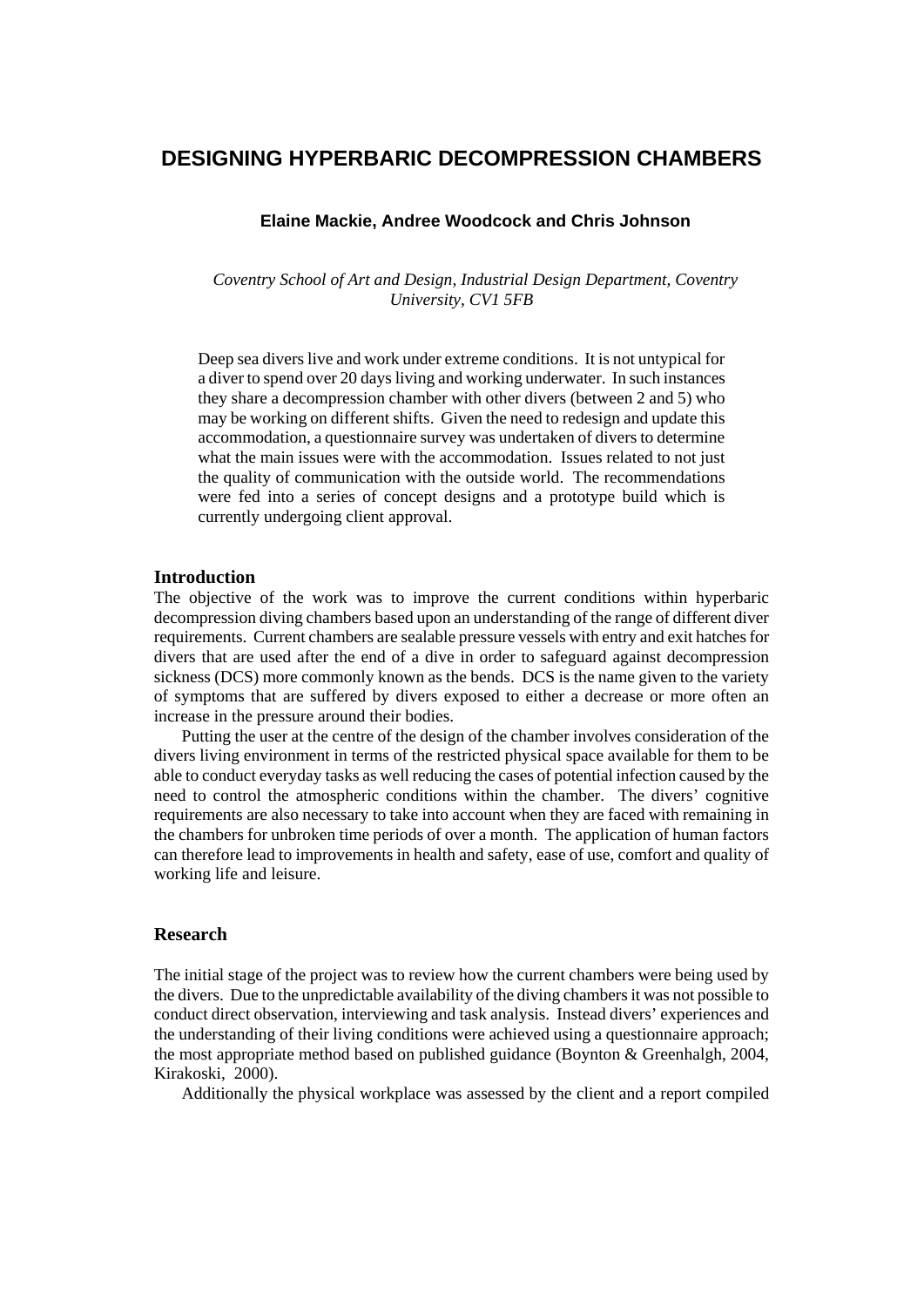# DESIGNING HYPERBARIC DECOMPRESSION CHAMBERS

**Elaine Mackie, Andree Woodcock and Chris Johnson**

*Coventry School of Art and Design, Industrial Design Department, Coventry University, CV1 5FB*

Deep sea divers live and work under extreme conditions. It is not untypical for a diver to spend over 20 days living and working underwater. In such instances they share a decompression chamber with other divers (between 2 and 5) who may be working on different shifts. Given the need to redesign and update this accommodation, a questionnaire survey was undertaken of divers to determine what the main issues were with the accommodation. Issues related to not just the quality of communication with the outside world. The recommendations were fed into a series of concept designs and a prototype build which is currently undergoing client approval.

## Introduction

The objective of the work was to improve the current conditions within hyperbaric decompression diving chambers based upon an understanding of the range of different diver requirements. Current chambers are sealable pressure vessels with entry and exit hatches for divers that are used after the end of a dive in order to safeguard against decompression sickness (DCS) more commonly known as the bends. DCS is the name given to the variety of symptoms that are suffered by divers exposed to either a decrease or more often an increase in the pressure around their bodies.

Putting the user at the centre of the design of the chamber involves consideration of the divers living environment in terms of the restricted physical space available for them to be able to conduct everyday tasks as well reducing the cases of potential infection caused by the need to control the atmospheric conditions within the chamber. The divers' cognitive requirements are also necessary to take into account when they are faced with remaining in the chambers for unbroken time periods of over a month. The application of human factors can therefore lead to improvements in health and safety, ease of use, comfort and quality of working life and leisure.

## Research

The initial stage of the project was to review how the current chambers were being used by the divers. Due to the unpredictable availability of the diving chambers it was not possible to conduct direct observation, interviewing and task analysis. Instead divers' experiences and the understanding of their living conditions were achieved using a questionnaire approach; the most appropriate method based on published guidance (Boynton & Greenhalgh, 2004, Kirakoski, 2000).

Additionally the physical workplace was assessed by the client and a report compiled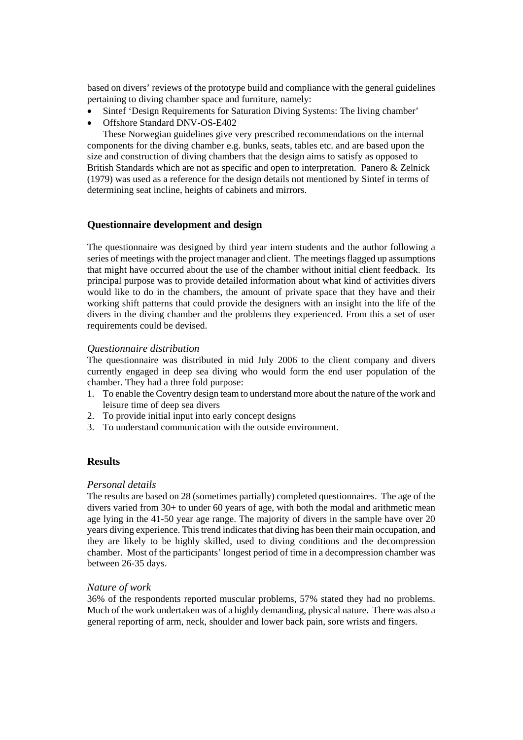based on divers' reviews of the prototype build and compliance with the general guidelines pertaining to diving chamber space and furniture, namely:

- Sintef 'Design Requirements for Saturation Diving Systems: The living chamber'
- Offshore Standard DNV-OS-E402

These Norwegian guidelines give very prescribed recommendations on the internal components for the diving chamber e.g. bunks, seats, tables etc. and are based upon the size and construction of diving chambers that the design aims to satisfy as opposed to British Standards which are not as specific and open to interpretation. Panero & Zelnick (1979) was used as a reference for the design details not mentioned by Sintef in terms of determining seat incline, heights of cabinets and mirrors.

## Questionnaire development and design

The questionnaire was designed by third year intern students and the author following a series of meetings with the project manager and client. The meetings flagged up assumptions that might have occurred about the use of the chamber without initial client feedback. Its principal purpose was to provide detailed information about what kind of activities divers would like to do in the chambers, the amount of private space that they have and their working shift patterns that could provide the designers with an insight into the life of the divers in the diving chamber and the problems they experienced. From this a set of user requirements could be devised.

### *Questionnaire distribution*

The questionnaire was distributed in mid July 2006 to the client company and divers currently engaged in deep sea diving who would form the end user population of the chamber. They had a three fold purpose:

1. To enable the Coventry design team to understand more about the nature of the work and leisure time of deep sea divers
2. To provide initial input into early concept designs
3. To understand communication with the outside environment.

## Results

### *Personal details*

The results are based on 28 (sometimes partially) completed questionnaires. The age of the divers varied from 30+ to under 60 years of age, with both the modal and arithmetic mean age lying in the 41-50 year age range. The majority of divers in the sample have over 20 years diving experience. This trend indicates that diving has been their main occupation, and they are likely to be highly skilled, used to diving conditions and the decompression chamber. Most of the participants' longest period of time in a decompression chamber was between 26-35 days.

### *Nature of work*

36% of the respondents reported muscular problems, 57% stated they had no problems. Much of the work undertaken was of a highly demanding, physical nature. There was also a general reporting of arm, neck, shoulder and lower back pain, sore wrists and fingers.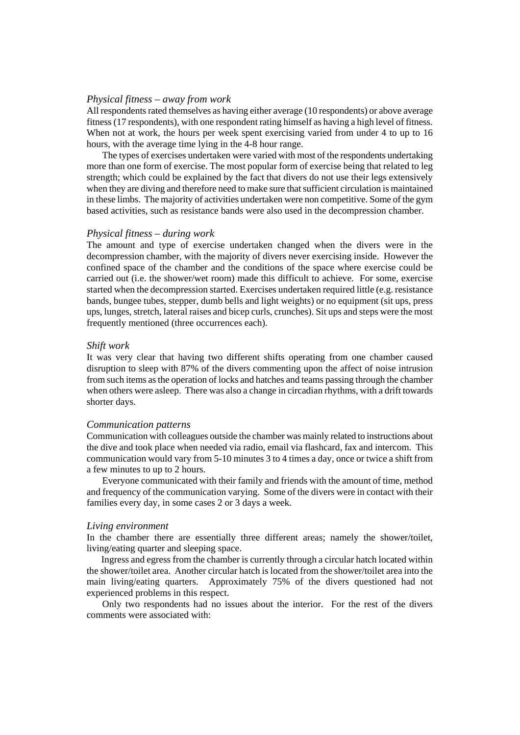*Physical fitness – away from work*

All respondents rated themselves as having either average (10 respondents) or above average fitness (17 respondents), with one respondent rating himself as having a high level of fitness. When not at work, the hours per week spent exercising varied from under 4 to up to 16 hours, with the average time lying in the 4-8 hour range.

The types of exercises undertaken were varied with most of the respondents undertaking more than one form of exercise. The most popular form of exercise being that related to leg strength; which could be explained by the fact that divers do not use their legs extensively when they are diving and therefore need to make sure that sufficient circulation is maintained in these limbs. The majority of activities undertaken were non competitive. Some of the gym based activities, such as resistance bands were also used in the decompression chamber.

*Physical fitness – during work*

The amount and type of exercise undertaken changed when the divers were in the decompression chamber, with the majority of divers never exercising inside. However the confined space of the chamber and the conditions of the space where exercise could be carried out (i.e. the shower/wet room) made this difficult to achieve. For some, exercise started when the decompression started. Exercises undertaken required little (e.g. resistance bands, bungee tubes, stepper, dumb bells and light weights) or no equipment (sit ups, press ups, lunges, stretch, lateral raises and bicep curls, crunches). Sit ups and steps were the most frequently mentioned (three occurrences each).

*Shift work*

It was very clear that having two different shifts operating from one chamber caused disruption to sleep with 87% of the divers commenting upon the affect of noise intrusion from such items as the operation of locks and hatches and teams passing through the chamber when others were asleep. There was also a change in circadian rhythms, with a drift towards shorter days.

*Communication patterns*

Communication with colleagues outside the chamber was mainly related to instructions about the dive and took place when needed via radio, email via flashcard, fax and intercom. This communication would vary from 5-10 minutes 3 to 4 times a day, once or twice a shift from a few minutes to up to 2 hours.

Everyone communicated with their family and friends with the amount of time, method and frequency of the communication varying. Some of the divers were in contact with their families every day, in some cases 2 or 3 days a week.

*Living environment*

In the chamber there are essentially three different areas; namely the shower/toilet, living/eating quarter and sleeping space.

Ingress and egress from the chamber is currently through a circular hatch located within the shower/toilet area. Another circular hatch is located from the shower/toilet area into the main living/eating quarters. Approximately 75% of the divers questioned had not experienced problems in this respect.

Only two respondents had no issues about the interior. For the rest of the divers comments were associated with: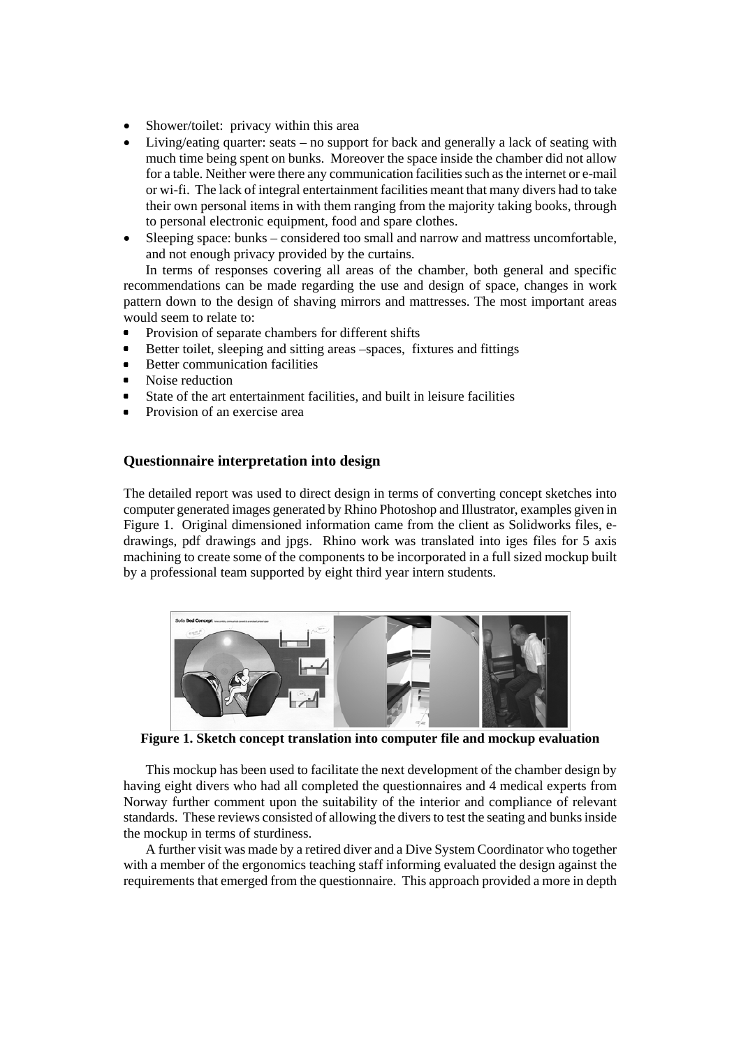- Shower/toilet: privacy within this area
- Living/eating quarter: seats – no support for back and generally a lack of seating with much time being spent on bunks. Moreover the space inside the chamber did not allow for a table. Neither were there any communication facilities such as the internet or e-mail or wi-fi. The lack of integral entertainment facilities meant that many divers had to take their own personal items in with them ranging from the majority taking books, through to personal electronic equipment, food and spare clothes.
- Sleeping space: bunks – considered too small and narrow and mattress uncomfortable, and not enough privacy provided by the curtains.

In terms of responses covering all areas of the chamber, both general and specific recommendations can be made regarding the use and design of space, changes in work pattern down to the design of shaving mirrors and mattresses. The most important areas would seem to relate to:

- Provision of separate chambers for different shifts
- Better toilet, sleeping and sitting areas –spaces, fixtures and fittings
- Better communication facilities
- Noise reduction
- State of the art entertainment facilities, and built in leisure facilities
- Provision of an exercise area

## Questionnaire interpretation into design

The detailed report was used to direct design in terms of converting concept sketches into computer generated images generated by Rhino Photoshop and Illustrator, examples given in Figure 1. Original dimensioned information came from the client as Solidworks files, e-drawings, pdf drawings and jpgs. Rhino work was translated into iges files for 5 axis machining to create some of the components to be incorporated in a full sized mockup built by a professional team supported by eight third year intern students.

**Figure 1. Sketch concept translation into computer file and mockup evaluation**

This mockup has been used to facilitate the next development of the chamber design by having eight divers who had all completed the questionnaires and 4 medical experts from Norway further comment upon the suitability of the interior and compliance of relevant standards. These reviews consisted of allowing the divers to test the seating and bunks inside the mockup in terms of sturdiness.

A further visit was made by a retired diver and a Dive System Coordinator who together with a member of the ergonomics teaching staff informing evaluated the design against the requirements that emerged from the questionnaire. This approach provided a more in depth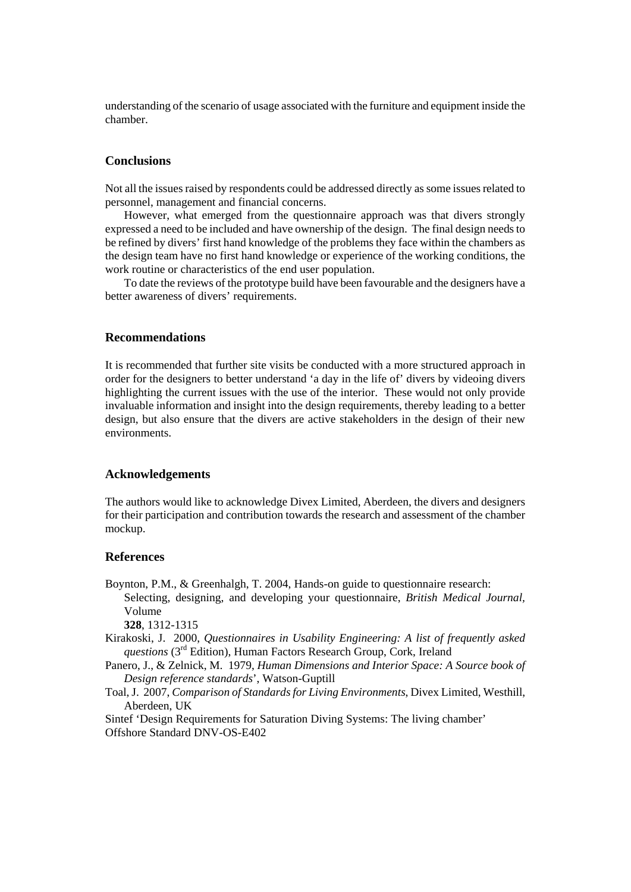understanding of the scenario of usage associated with the furniture and equipment inside the chamber.

## Conclusions

Not all the issues raised by respondents could be addressed directly as some issues related to personnel, management and financial concerns.

However, what emerged from the questionnaire approach was that divers strongly expressed a need to be included and have ownership of the design. The final design needs to be refined by divers' first hand knowledge of the problems they face within the chambers as the design team have no first hand knowledge or experience of the working conditions, the work routine or characteristics of the end user population.

To date the reviews of the prototype build have been favourable and the designers have a better awareness of divers' requirements.

## Recommendations

It is recommended that further site visits be conducted with a more structured approach in order for the designers to better understand 'a day in the life of' divers by videoing divers highlighting the current issues with the use of the interior. These would not only provide invaluable information and insight into the design requirements, thereby leading to a better design, but also ensure that the divers are active stakeholders in the design of their new environments.

## Acknowledgements

The authors would like to acknowledge Divex Limited, Aberdeen, the divers and designers for their participation and contribution towards the research and assessment of the chamber mockup.

## References

Boynton, P.M., & Greenhalgh, T. 2004, Hands-on guide to questionnaire research: Selecting, designing, and developing your questionnaire, *British Medical Journal*, Volume **328**, 1312-1315

Kirakoski, J. 2000, *Questionnaires in Usability Engineering: A list of frequently asked questions* (3rd Edition), Human Factors Research Group, Cork, Ireland

Panero, J., & Zelnick, M. 1979, *Human Dimensions and Interior Space: A Source book of Design reference standards*', Watson-Guptill

Toal, J. 2007, *Comparison of Standards for Living Environments*, Divex Limited, Westhill, Aberdeen, UK

Sintef 'Design Requirements for Saturation Diving Systems: The living chamber'

Offshore Standard DNV-OS-E402